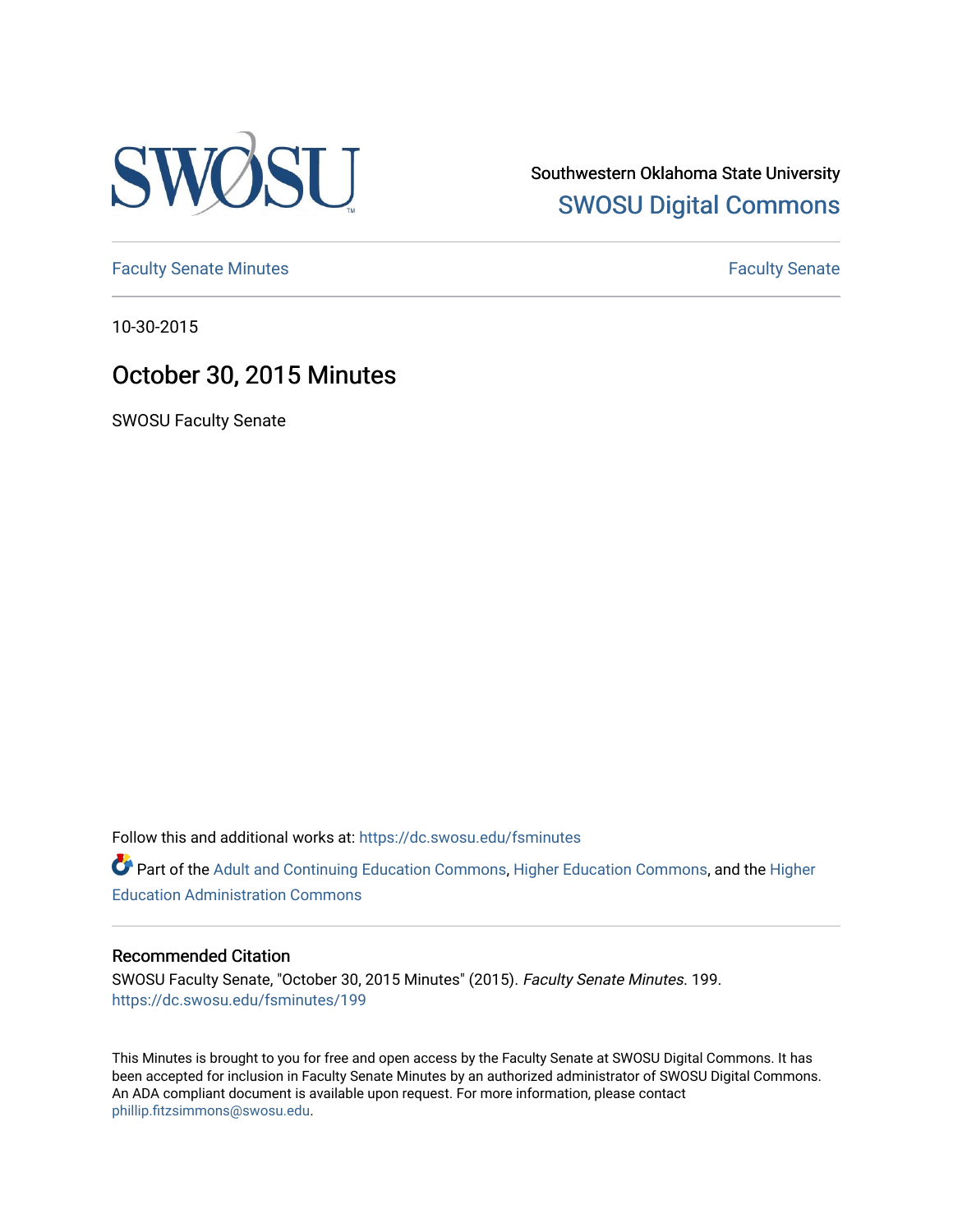Southwestern Oklahoma State University
SWOSU Digital Commons

Faculty Senate Minutes

Faculty Senate

10-30-2015

# October 30, 2015 Minutes

SWOSU Faculty Senate

Follow this and additional works at: https://dc.swosu.edu/fsminutes

Part of the Adult and Continuing Education Commons, Higher Education Commons, and the Higher Education Administration Commons

## Recommended Citation

SWOSU Faculty Senate, "October 30, 2015 Minutes" (2015). *Faculty Senate Minutes*. 199.
https://dc.swosu.edu/fsminutes/199

This Minutes is brought to you for free and open access by the Faculty Senate at SWOSU Digital Commons. It has been accepted for inclusion in Faculty Senate Minutes by an authorized administrator of SWOSU Digital Commons. An ADA compliant document is available upon request. For more information, please contact phillip.fitzsimmons@swosu.edu.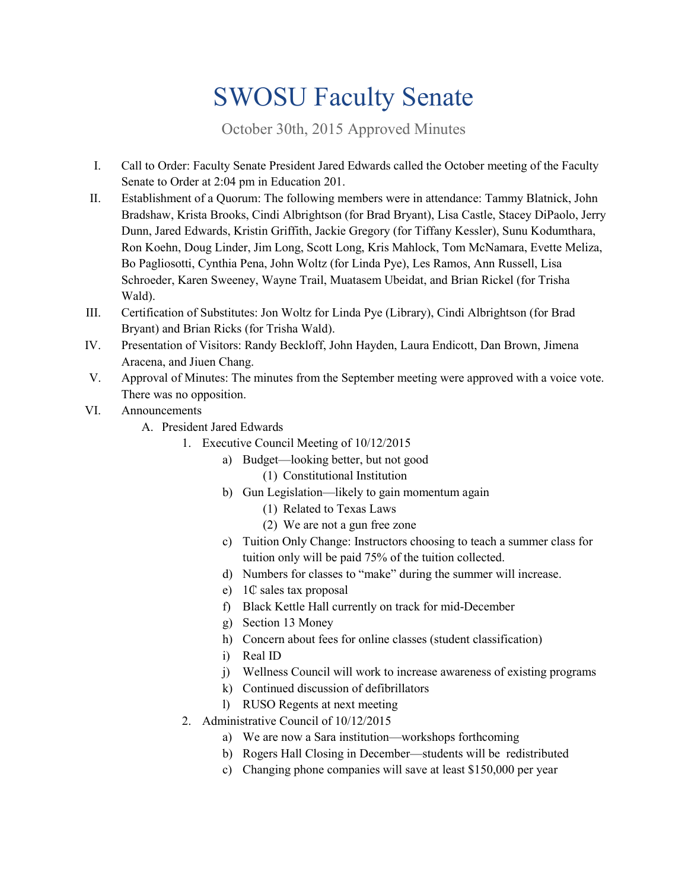# SWOSU Faculty Senate

October 30th, 2015 Approved Minutes

I. Call to Order: Faculty Senate President Jared Edwards called the October meeting of the Faculty Senate to Order at 2:04 pm in Education 201.

II. Establishment of a Quorum: The following members were in attendance: Tammy Blatnick, John Bradshaw, Krista Brooks, Cindi Albrightson (for Brad Bryant), Lisa Castle, Stacey DiPaolo, Jerry Dunn, Jared Edwards, Kristin Griffith, Jackie Gregory (for Tiffany Kessler), Sunu Kodumthara, Ron Koehn, Doug Linder, Jim Long, Scott Long, Kris Mahlock, Tom McNamara, Evette Meliza, Bo Pagliosotti, Cynthia Pena, John Woltz (for Linda Pye), Les Ramos, Ann Russell, Lisa Schroeder, Karen Sweeney, Wayne Trail, Muatasem Ubeidat, and Brian Rickel (for Trisha Wald).

III. Certification of Substitutes: Jon Woltz for Linda Pye (Library), Cindi Albrightson (for Brad Bryant) and Brian Ricks (for Trisha Wald).

IV. Presentation of Visitors: Randy Beckloff, John Hayden, Laura Endicott, Dan Brown, Jimena Aracena, and Jiuen Chang.

V. Approval of Minutes: The minutes from the September meeting were approved with a voice vote. There was no opposition.

VI. Announcements
   A. President Jared Edwards
      1. Executive Council Meeting of 10/12/2015
         a) Budget—looking better, but not good
            (1) Constitutional Institution
         b) Gun Legislation—likely to gain momentum again
            (1) Related to Texas Laws
            (2) We are not a gun free zone
         c) Tuition Only Change: Instructors choosing to teach a summer class for tuition only will be paid 75% of the tuition collected.
         d) Numbers for classes to "make" during the summer will increase.
         e) 1₵ sales tax proposal
         f) Black Kettle Hall currently on track for mid-December
         g) Section 13 Money
         h) Concern about fees for online classes (student classification)
         i) Real ID
         j) Wellness Council will work to increase awareness of existing programs
         k) Continued discussion of defibrillators
         l) RUSO Regents at next meeting
      2. Administrative Council of 10/12/2015
         a) We are now a Sara institution—workshops forthcoming
         b) Rogers Hall Closing in December—students will be redistributed
         c) Changing phone companies will save at least $150,000 per year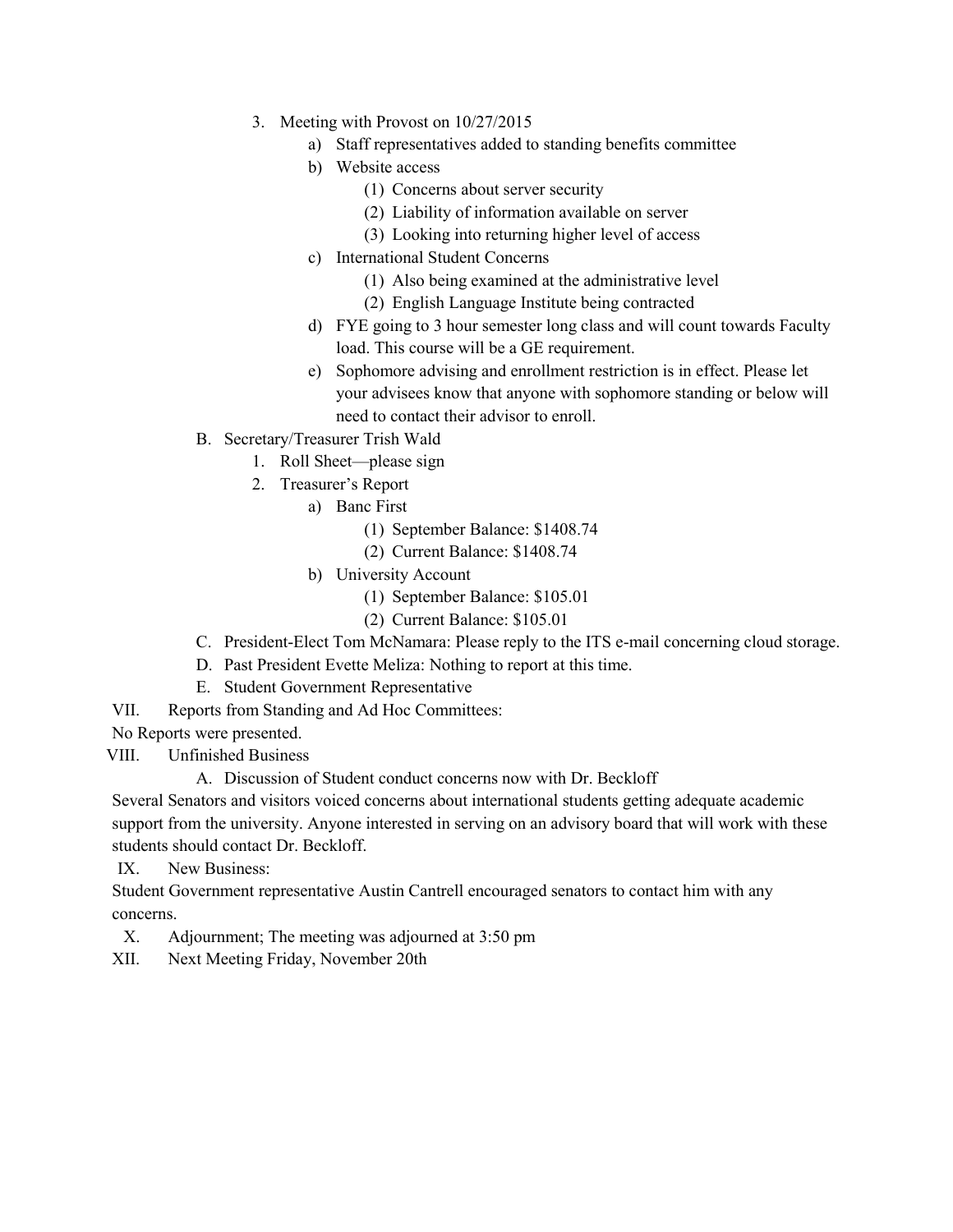3. Meeting with Provost on 10/27/2015
    a) Staff representatives added to standing benefits committee
    b) Website access
        (1) Concerns about server security
        (2) Liability of information available on server
        (3) Looking into returning higher level of access
    c) International Student Concerns
        (1) Also being examined at the administrative level
        (2) English Language Institute being contracted
    d) FYE going to 3 hour semester long class and will count towards Faculty load. This course will be a GE requirement.
    e) Sophomore advising and enrollment restriction is in effect. Please let your advisees know that anyone with sophomore standing or below will need to contact their advisor to enroll.

B. Secretary/Treasurer Trish Wald
1. Roll Sheet—please sign
2. Treasurer's Report
    a) Banc First
        (1) September Balance: $1408.74
        (2) Current Balance: $1408.74
    b) University Account
        (1) September Balance: $105.01
        (2) Current Balance: $105.01

C. President-Elect Tom McNamara: Please reply to the ITS e-mail concerning cloud storage.

D. Past President Evette Meliza: Nothing to report at this time.

E. Student Government Representative

VII. Reports from Standing and Ad Hoc Committees:

No Reports were presented.

VIII. Unfinished Business

A. Discussion of Student conduct concerns now with Dr. Beckloff

Several Senators and visitors voiced concerns about international students getting adequate academic support from the university. Anyone interested in serving on an advisory board that will work with these students should contact Dr. Beckloff.

IX. New Business:

Student Government representative Austin Cantrell encouraged senators to contact him with any concerns.

X. Adjournment; The meeting was adjourned at 3:50 pm

XII. Next Meeting Friday, November 20th